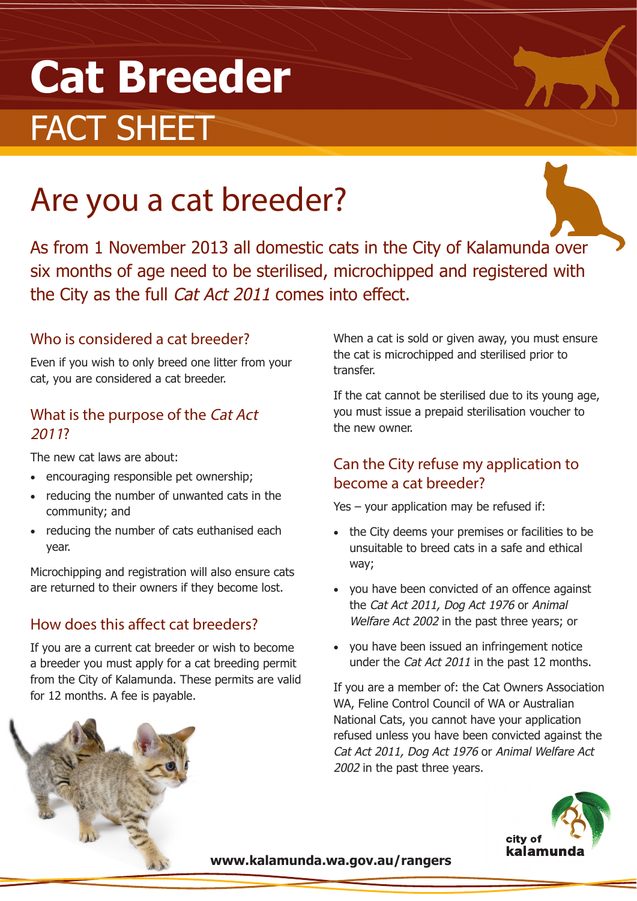# Cat Breeder

## FACT SHEET

# Are you a cat breeder?

As from 1 November 2013 all domestic cats in the City of Kalamunda over six months of age need to be sterilised, microchipped and registered with the City as the full *Cat Act 2011* comes into effect.

### Who is considered a cat breeder?

Even if you wish to only breed one litter from your cat, you are considered a cat breeder.

### What is the purpose of the *Cat Act 2011*?

The new cat laws are about:

- encouraging responsible pet ownership;
- reducing the number of unwanted cats in the community; and
- reducing the number of cats euthanised each year.

Microchipping and registration will also ensure cats are returned to their owners if they become lost.

### How does this affect cat breeders?

If you are a current cat breeder or wish to become a breeder you must apply for a cat breeding permit from the City of Kalamunda. These permits are valid for 12 months. A fee is payable.

When a cat is sold or given away, you must ensure the cat is microchipped and sterilised prior to transfer.

If the cat cannot be sterilised due to its young age, you must issue a prepaid sterilisation voucher to the new owner.

### Can the City refuse my application to become a cat breeder?

Yes – your application may be refused if:

- the City deems your premises or facilities to be unsuitable to breed cats in a safe and ethical way;
- you have been convicted of an offence against the *Cat Act 2011, Dog Act 1976* or *Animal Welfare Act 2002* in the past three years; or
- you have been issued an infringement notice under the *Cat Act 2011* in the past 12 months.

If you are a member of: the Cat Owners Association WA, Feline Control Council of WA or Australian National Cats, you cannot have your application refused unless you have been convicted against the *Cat Act 2011, Dog Act 1976* or *Animal Welfare Act 2002* in the past three years.

**www.kalamunda.wa.gov.au/rangers**

city of kalamunda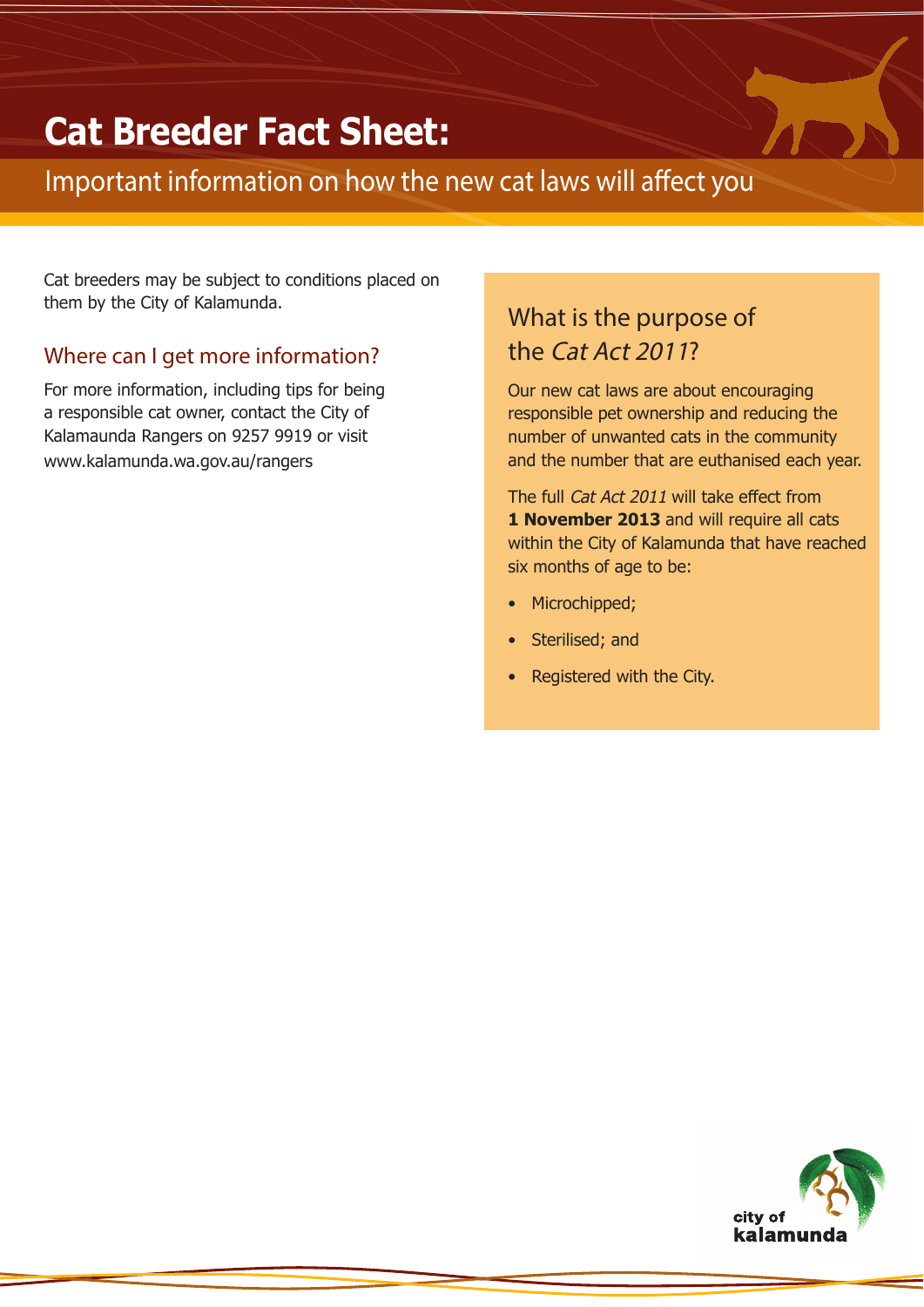# Cat Breeder Fact Sheet:

Important information on how the new cat laws will affect you

Cat breeders may be subject to conditions placed on them by the City of Kalamunda.

## Where can I get more information?

For more information, including tips for being a responsible cat owner, contact the City of Kalamaunda Rangers on 9257 9919 or visit www.kalamunda.wa.gov.au/rangers

## What is the purpose of the *Cat Act 2011*?

Our new cat laws are about encouraging responsible pet ownership and reducing the number of unwanted cats in the community and the number that are euthanised each year.

The full *Cat Act 2011* will take effect from **1 November 2013** and will require all cats within the City of Kalamunda that have reached six months of age to be:

- Microchipped;
- Sterilised; and
- Registered with the City.

city of kalamunda